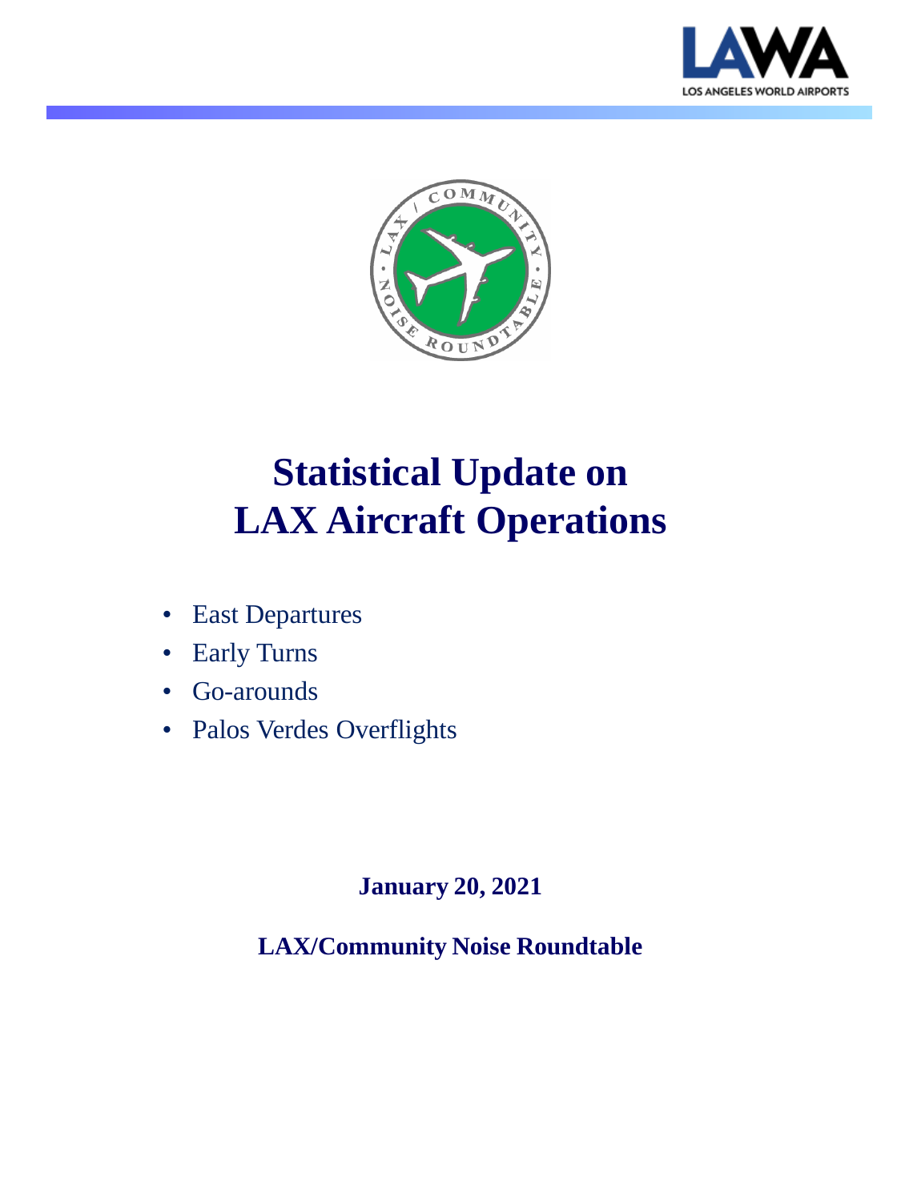# Statistical Update on LAX Aircraft Operations

- East Departures
- Early Turns
- Go-arounds
- Palos Verdes Overflights

**January 20, 2021**

**LAX/Community Noise Roundtable**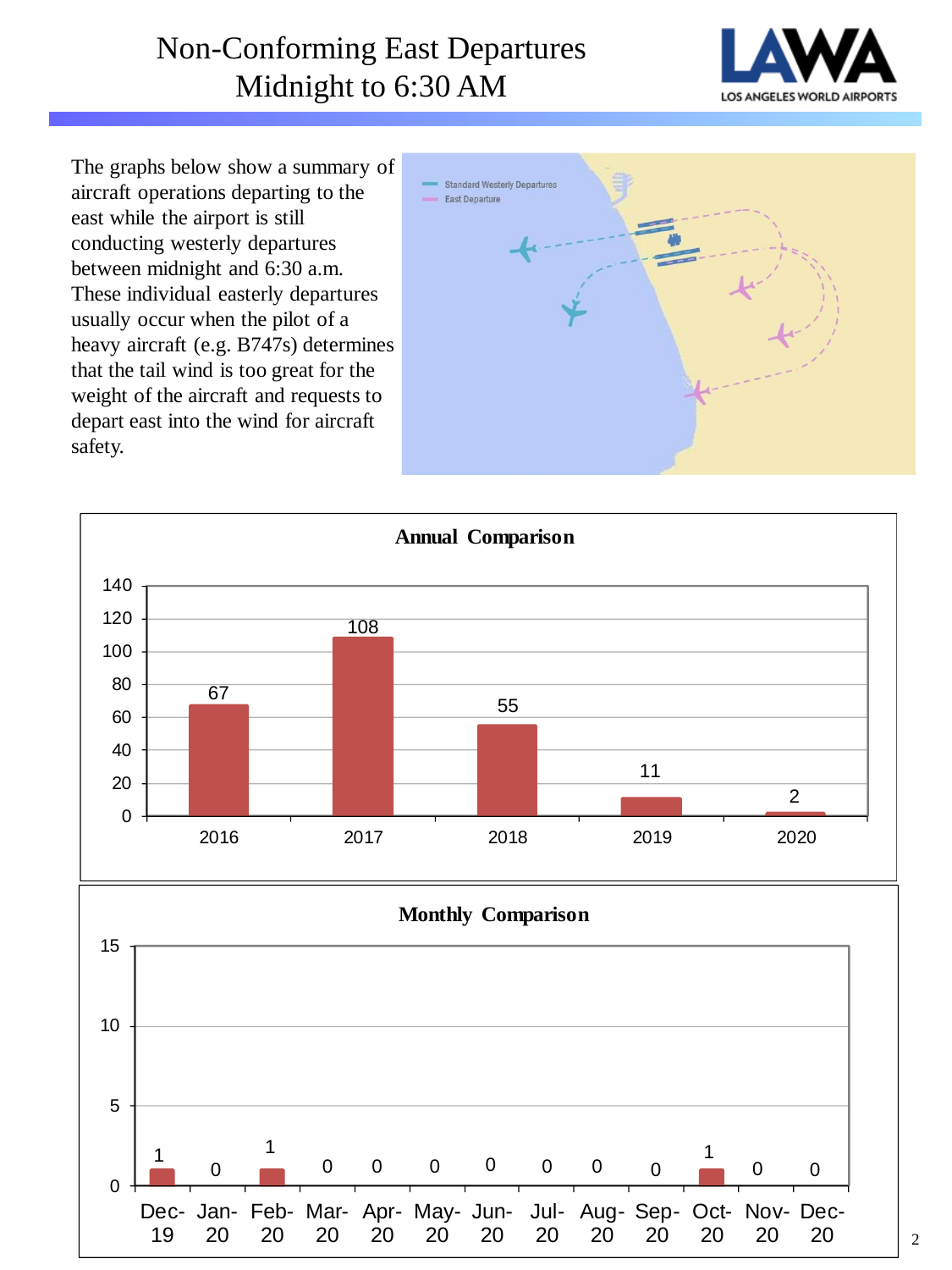# Non-Conforming East Departures Midnight to 6:30 AM

The graphs below show a summary of aircraft operations departing to the east while the airport is still conducting westerly departures between midnight and 6:30 a.m. These individual easterly departures usually occur when the pilot of a heavy aircraft (e.g. B747s) determines that the tail wind is too great for the weight of the aircraft and requests to depart east into the wind for aircraft safety.

**Annual Comparison**

| Year | Count |
|---|---|
| 2016 | 67 |
| 2017 | 108 |
| 2018 | 55 |
| 2019 | 11 |
| 2020 | 2 |

**Monthly Comparison**

| Month | Count |
|---|---|
| Dec-19 | 1 |
| Jan-20 | 0 |
| Feb-20 | 1 |
| Mar-20 | 0 |
| Apr-20 | 0 |
| May-20 | 0 |
| Jun-20 | 0 |
| Jul-20 | 0 |
| Aug-20 | 0 |
| Sep-20 | 0 |
| Oct-20 | 1 |
| Nov-20 | 0 |
| Dec-20 | 0 |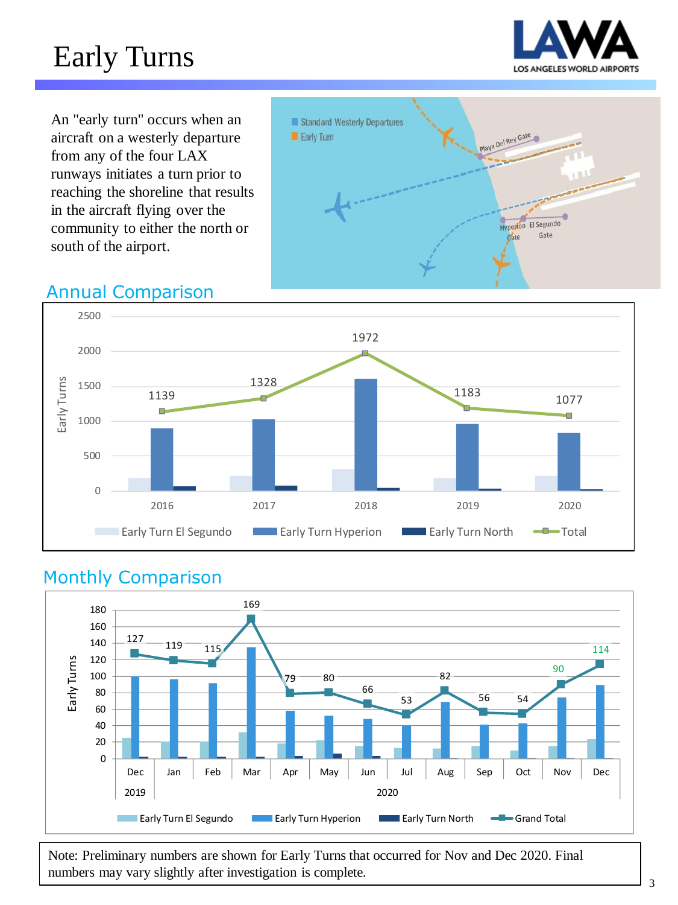# Early Turns

An "early turn" occurs when an aircraft on a westerly departure from any of the four LAX runways initiates a turn prior to reaching the shoreline that results in the aircraft flying over the community to either the north or south of the airport.

## Annual Comparison

| Year | Total |
|---|---|
| 2016 | 1139 |
| 2017 | 1328 |
| 2018 | 1972 |
| 2019 | 1183 |
| 2020 | 1077 |

## Monthly Comparison

| Month | Grand Total |
|---|---|
| Dec 2019 | 127 |
| Jan 2020 | 119 |
| Feb 2020 | 115 |
| Mar 2020 | 169 |
| Apr 2020 | 79 |
| May 2020 | 80 |
| Jun 2020 | 66 |
| Jul 2020 | 53 |
| Aug 2020 | 82 |
| Sep 2020 | 56 |
| Oct 2020 | 54 |
| Nov 2020 | 90 |
| Dec 2020 | 114 |

Note: Preliminary numbers are shown for Early Turns that occurred for Nov and Dec 2020. Final numbers may vary slightly after investigation is complete.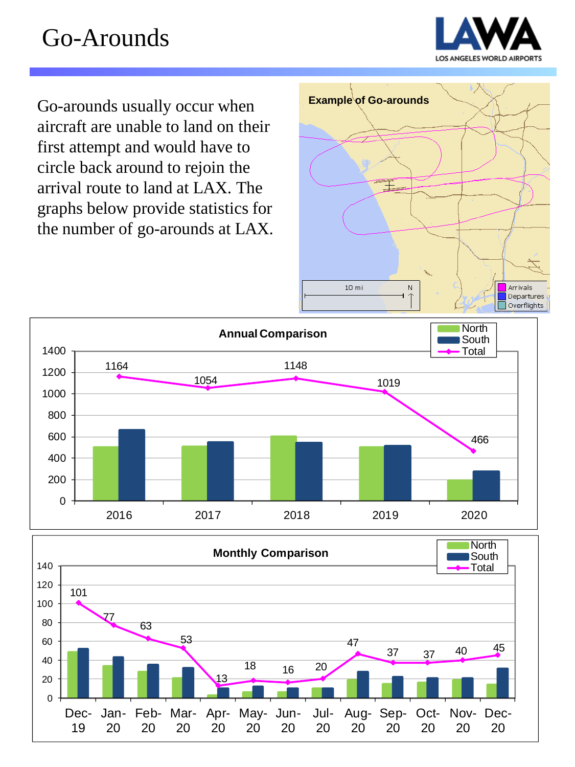# Go-Arounds

Go-arounds usually occur when aircraft are unable to land on their first attempt and would have to circle back around to rejoin the arrival route to land at LAX. The graphs below provide statistics for the number of go-arounds at LAX.

**Example of Go-arounds**

**Annual Comparison**

| Year | Total |
|---|---|
| 2016 | 1164 |
| 2017 | 1054 |
| 2018 | 1148 |
| 2019 | 1019 |
| 2020 | 466 |

**Monthly Comparison**

| Month | Total |
|---|---|
| Dec-19 | 101 |
| Jan-20 | 77 |
| Feb-20 | 63 |
| Mar-20 | 53 |
| Apr-20 | 13 |
| May-20 | 18 |
| Jun-20 | 16 |
| Jul-20 | 20 |
| Aug-20 | 47 |
| Sep-20 | 37 |
| Oct-20 | 37 |
| Nov-20 | 40 |
| Dec-20 | 45 |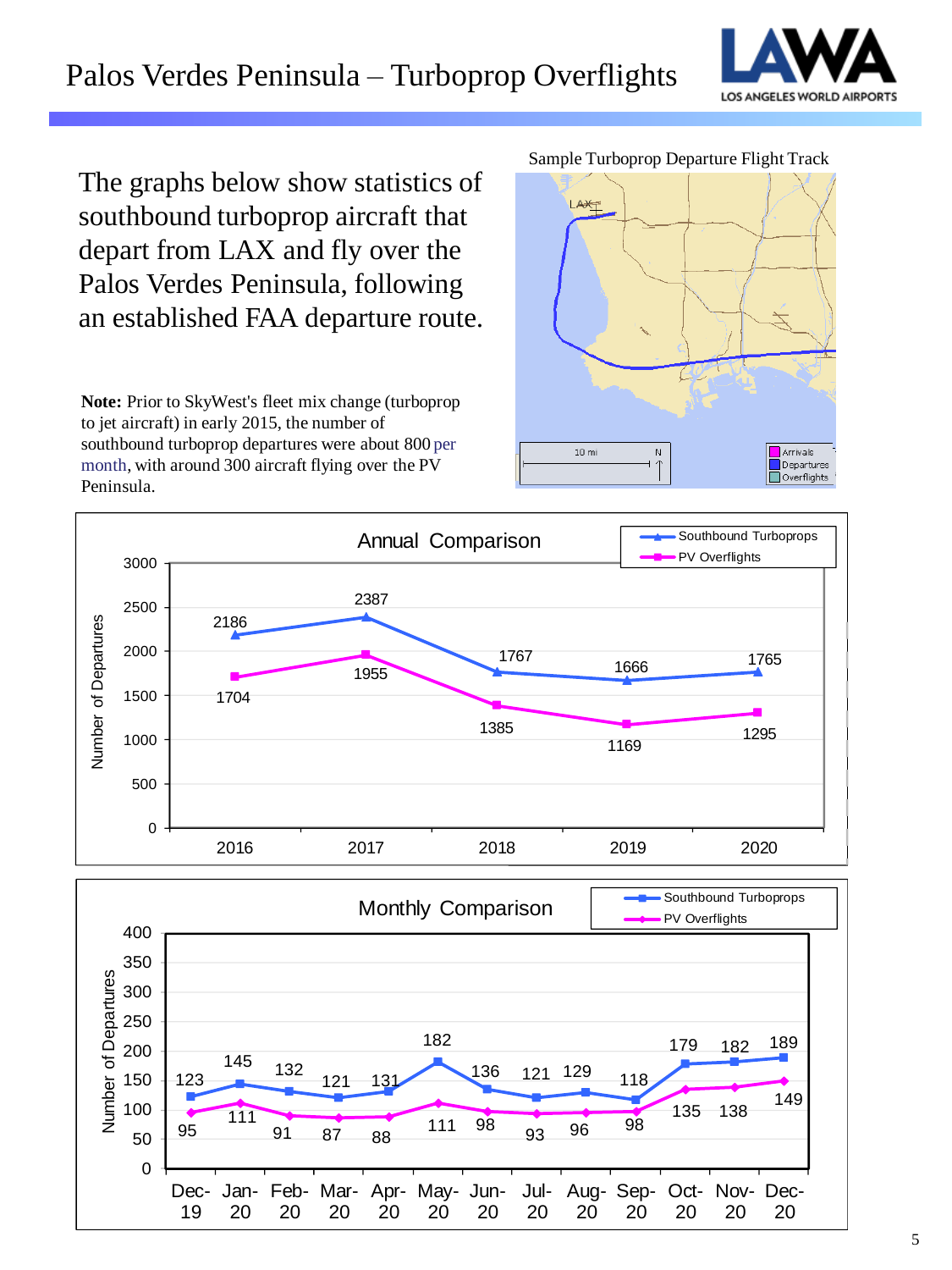# Palos Verdes Peninsula – Turboprop Overflights

The graphs below show statistics of southbound turboprop aircraft that depart from LAX and fly over the Palos Verdes Peninsula, following an established FAA departure route.

**Note:** Prior to SkyWest's fleet mix change (turboprop to jet aircraft) in early 2015, the number of southbound turboprop departures were about 800 per month, with around 300 aircraft flying over the PV Peninsula.

Sample Turboprop Departure Flight Track

**Annual Comparison** (Number of Departures)

| Year | Southbound Turboprops | PV Overflights |
|---|---|---|
| 2016 | 2186 | 1704 |
| 2017 | 2387 | 1955 |
| 2018 | 1767 | 1385 |
| 2019 | 1666 | 1169 |
| 2020 | 1765 | 1295 |

**Monthly Comparison** (Number of Departures)

| Month | Southbound Turboprops | PV Overflights |
|---|---|---|
| Dec-19 | 123 | 95 |
| Jan-20 | 145 | 111 |
| Feb-20 | 132 | 91 |
| Mar-20 | 121 | 87 |
| Apr-20 | 131 | 88 |
| May-20 | 182 | 111 |
| Jun-20 | 136 | 98 |
| Jul-20 | 121 | 93 |
| Aug-20 | 129 | 96 |
| Sep-20 | 118 | 98 |
| Oct-20 | 179 | 135 |
| Nov-20 | 182 | 138 |
| Dec-20 | 189 | 149 |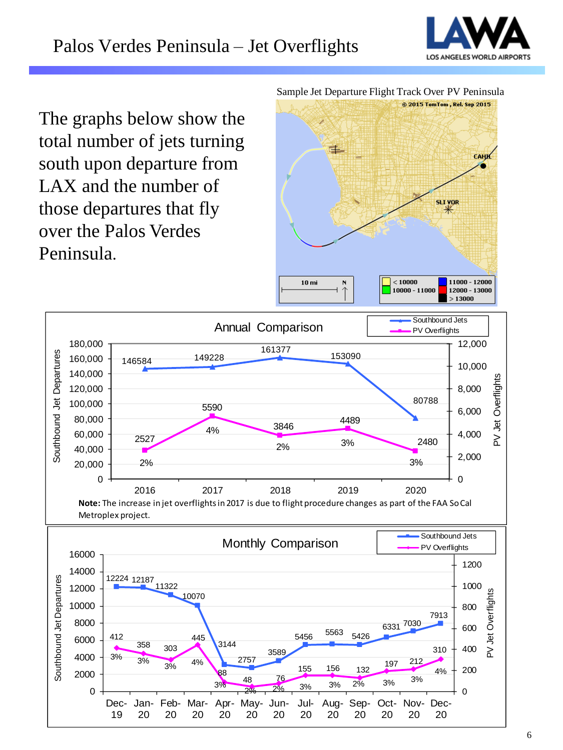# Palos Verdes Peninsula – Jet Overflights

The graphs below show the total number of jets turning south upon departure from LAX and the number of those departures that fly over the Palos Verdes Peninsula.

Sample Jet Departure Flight Track Over PV Peninsula

**Annual Comparison**

| Year | Southbound Jets | PV Overflights | % |
|---|---|---|---|
| 2016 | 146584 | 2527 | 2% |
| 2017 | 149228 | 5590 | 4% |
| 2018 | 161377 | 3846 | 2% |
| 2019 | 153090 | 4489 | 3% |
| 2020 | 80788 | 2480 | 3% |

**Note:** The increase in jet overflights in 2017 is due to flight procedure changes as part of the FAA So Cal Metroplex project.

**Monthly Comparison**

| Month | Southbound Jets | PV Overflights | % |
|---|---|---|---|
| Dec-19 | 12224 | 412 | 3% |
| Jan-20 | 12187 | 358 | 3% |
| Feb-20 | 11322 | 303 | 3% |
| Mar-20 | 10070 | 445 | 4% |
| Apr-20 | 3144 | 88 | 3% |
| May-20 | 2757 | 48 | 2% |
| Jun-20 | 3589 | 76 | 2% |
| Jul-20 | 5456 | 155 | 3% |
| Aug-20 | 5563 | 156 | 3% |
| Sep-20 | 5426 | 132 | 2% |
| Oct-20 | 6331 | 197 | 3% |
| Nov-20 | 7030 | 212 | 3% |
| Dec-20 | 7913 | 310 | 4% |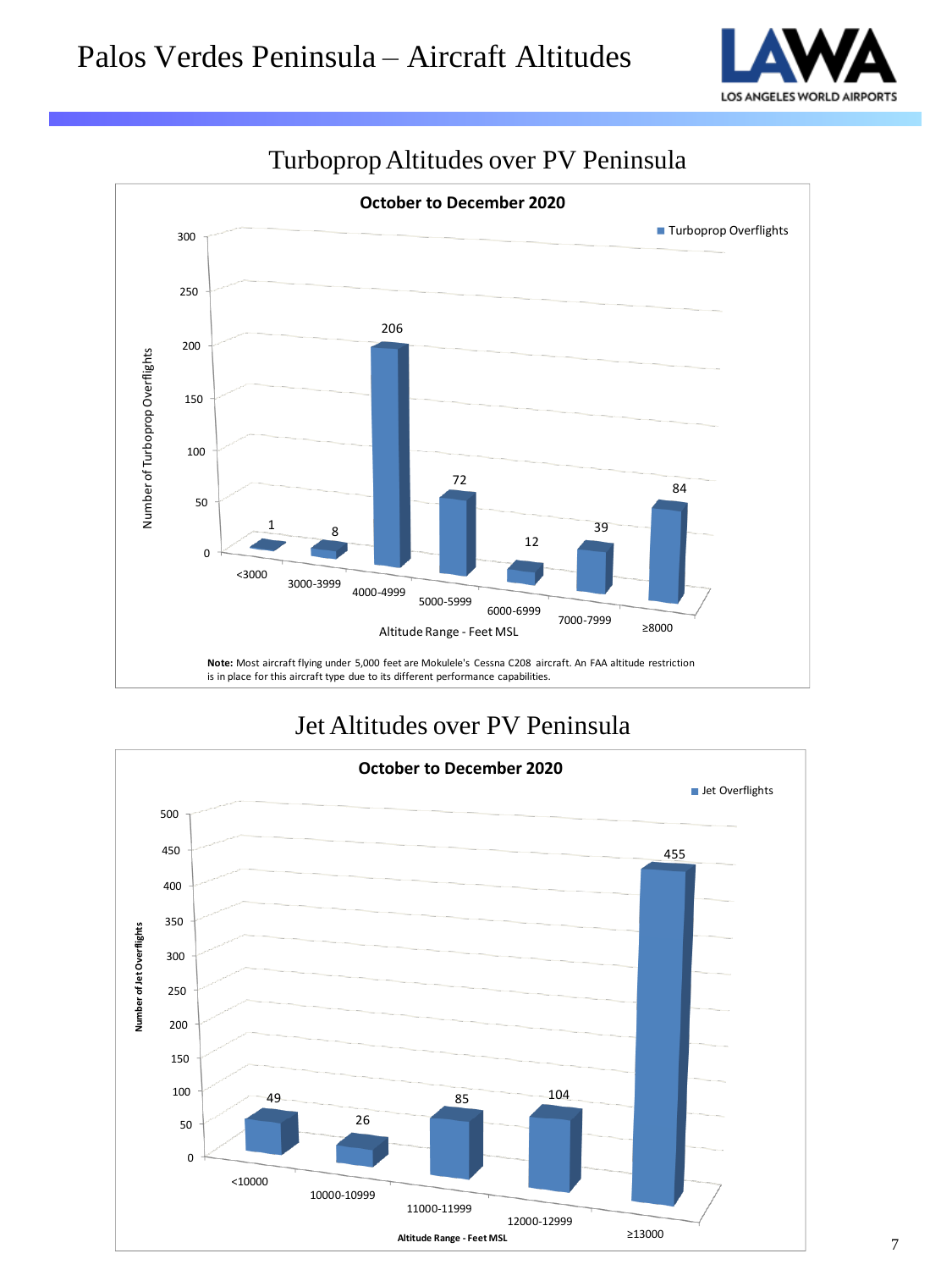# Palos Verdes Peninsula – Aircraft Altitudes

LAWA
LOS ANGELES WORLD AIRPORTS

## Turboprop Altitudes over PV Peninsula

October to December 2020

Turboprop Overflights

Number of Turboprop Overflights

0
50
100
150
200
250
300

1
8
206
72
12
39
84

<3000
3000-3999
4000-4999
5000-5999
6000-6999
7000-7999
≥8000

Altitude Range - Feet MSL

**Note:** Most aircraft flying under 5,000 feet are Mokulele's Cessna C208 aircraft. An FAA altitude restriction is in place for this aircraft type due to its different performance capabilities.

## Jet Altitudes over PV Peninsula

October to December 2020

Jet Overflights

Number of Jet Overflights

0
50
100
150
200
250
300
350
400
450
500

49
26
85
104
455

<10000
10000-10999
11000-11999
12000-12999
≥13000

Altitude Range - Feet MSL